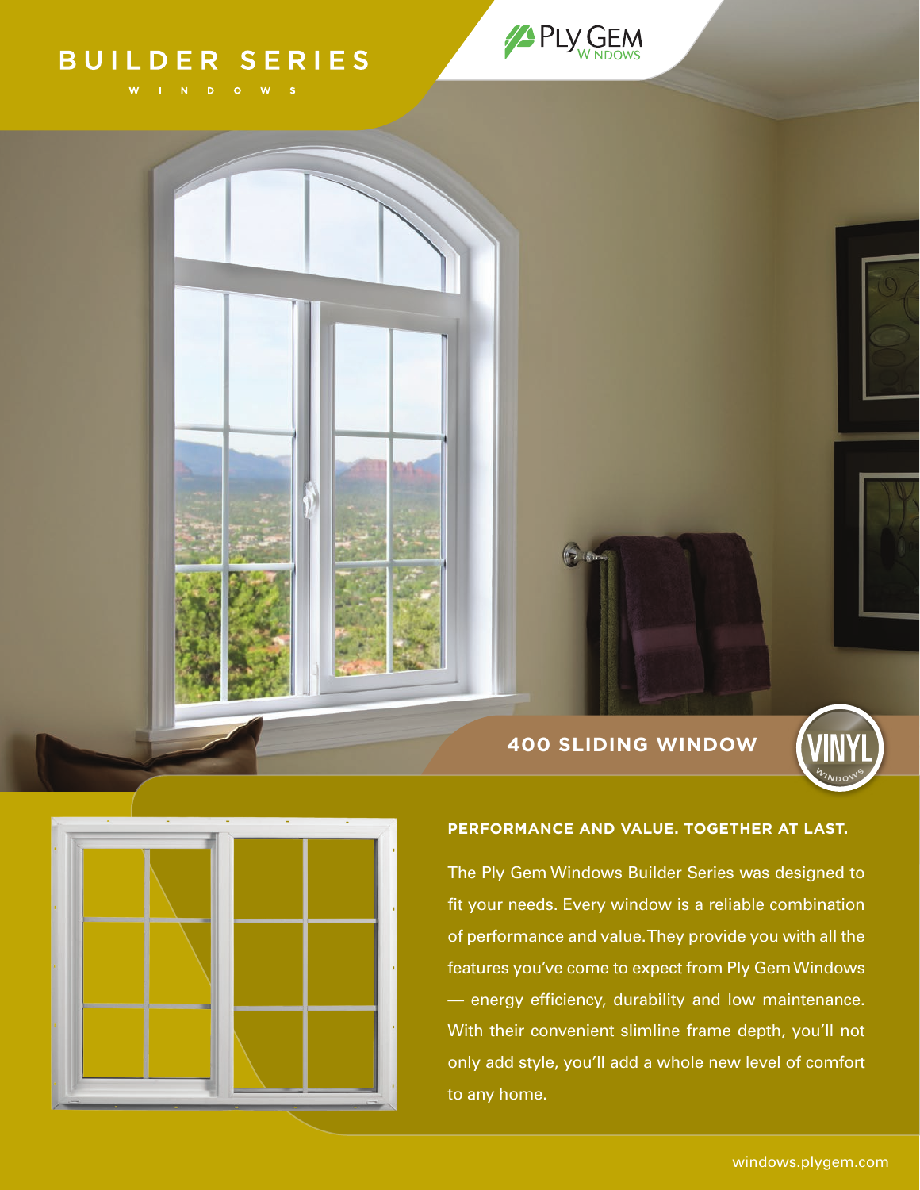# BUILDER SERIES

WINDOWS

PLY GEM WINDOWS

## 400 SLIDING WINDOW

VINYL WINDOWS

### PERFORMANCE AND VALUE. TOGETHER AT LAST.

The Ply Gem Windows Builder Series was designed to fit your needs. Every window is a reliable combination of performance and value. They provide you with all the features you've come to expect from Ply Gem Windows — energy efficiency, durability and low maintenance. With their convenient slimline frame depth, you'll not only add style, you'll add a whole new level of comfort to any home.

windows.plygem.com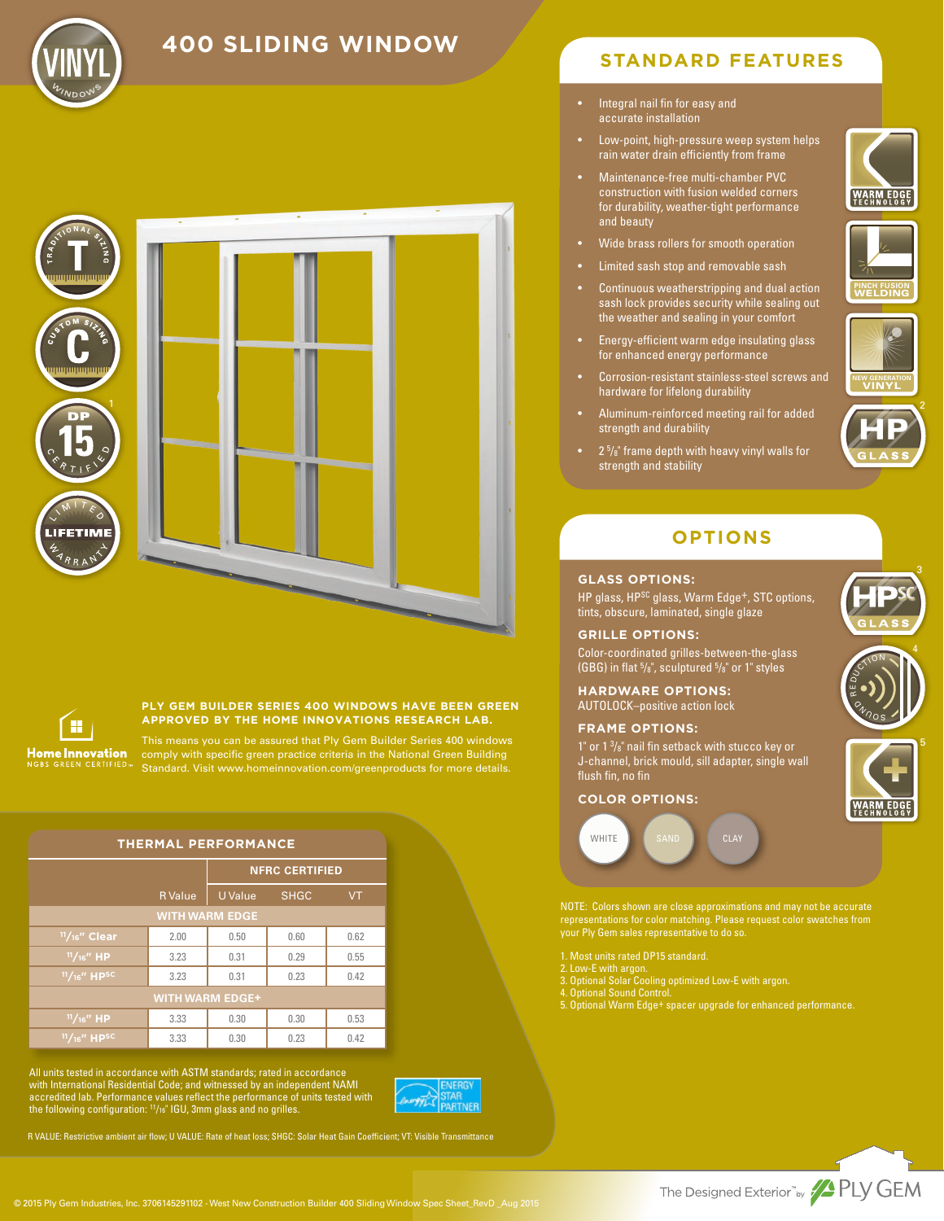# 400 SLIDING WINDOW

## STANDARD FEATURES

- Integral nail fin for easy and accurate installation
- Low-point, high-pressure weep system helps rain water drain efficiently from frame
- Maintenance-free multi-chamber PVC construction with fusion welded corners for durability, weather-tight performance and beauty
- Wide brass rollers for smooth operation
- Limited sash stop and removable sash
- Continuous weatherstripping and dual action sash lock provides security while sealing out the weather and sealing in your comfort
- Energy-efficient warm edge insulating glass for enhanced energy performance
- Corrosion-resistant stainless-steel screws and hardware for lifelong durability
- Aluminum-reinforced meeting rail for added strength and durability
- 2 5/8" frame depth with heavy vinyl walls for strength and stability

## OPTIONS

**GLASS OPTIONS:**
HP glass, HP[SC] glass, Warm Edge+, STC options, tints, obscure, laminated, single glaze

**GRILLE OPTIONS:**
Color-coordinated grilles-between-the-glass (GBG) in flat 5/8", sculptured 5/8" or 1" styles

**HARDWARE OPTIONS:**
AUTOLOCK–positive action lock

**FRAME OPTIONS:**
1" or 1 3/8" nail fin setback with stucco key or J-channel, brick mould, sill adapter, single wall flush fin, no fin

**COLOR OPTIONS:**
WHITE SAND CLAY

NOTE: Colors shown are close approximations and may not be accurate representations for color matching. Please request color swatches from your Ply Gem sales representative to do so.

1. Most units rated DP15 standard.
2. Low-E with argon.
3. Optional Solar Cooling optimized Low-E with argon.
4. Optional Sound Control.
5. Optional Warm Edge+ spacer upgrade for enhanced performance.

### PLY GEM BUILDER SERIES 400 WINDOWS HAVE BEEN GREEN APPROVED BY THE HOME INNOVATIONS RESEARCH LAB.

This means you can be assured that Ply Gem Builder Series 400 windows comply with specific green practice criteria in the National Green Building Standard. Visit www.homeinnovation.com/greenproducts for more details.

## THERMAL PERFORMANCE

| | | NFRC CERTIFIED | | |
|---|---|---|---|---|
| | R Value | U Value | SHGC | VT |
| **WITH WARM EDGE** | | | | |
| 11/16" Clear | 2.00 | 0.50 | 0.60 | 0.62 |
| 11/16" HP | 3.23 | 0.31 | 0.29 | 0.55 |
| 11/16" HP[SC] | 3.23 | 0.31 | 0.23 | 0.42 |
| **WITH WARM EDGE+** | | | | |
| 11/16" HP | 3.33 | 0.30 | 0.30 | 0.53 |
| 11/16" HP[SC] | 3.33 | 0.30 | 0.23 | 0.42 |

All units tested in accordance with ASTM standards; rated in accordance with International Residential Code; and witnessed by an independent NAMI accredited lab. Performance values reflect the performance of units tested with the following configuration: 11/16" IGU, 3mm glass and no grilles.

R VALUE: Restrictive ambient air flow; U VALUE: Rate of heat loss; SHGC: Solar Heat Gain Coefficient; VT: Visible Transmittance

© 2015 Ply Gem Industries, Inc. 3706145291102 - West New Construction Builder 400 Sliding Window Spec Sheet_RevD _Aug 2015

The Designed Exterior™ by Ply Gem